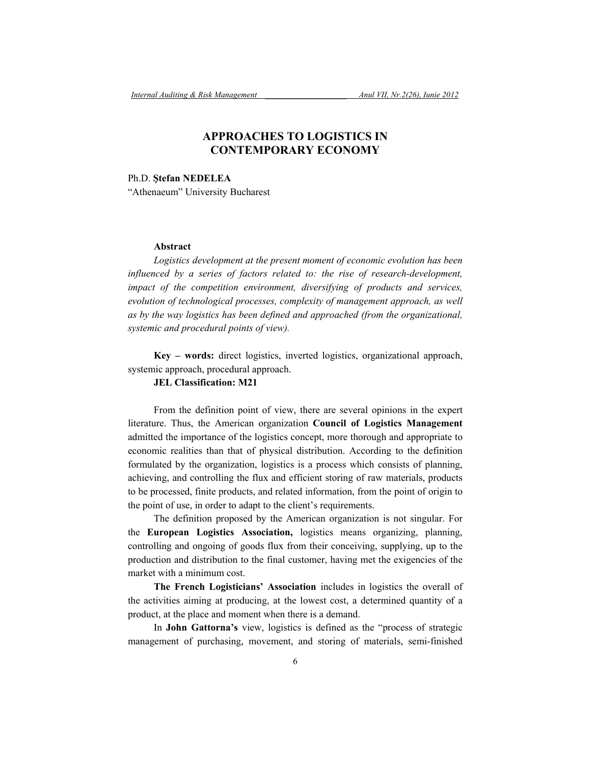# APPROACHES TO LOGISTICS IN CONTEMPORARY ECONOMY

Ph.D. **Ştefan NEDELEA**
"Athenaeum" University Bucharest

**Abstract**

*Logistics development at the present moment of economic evolution has been influenced by a series of factors related to: the rise of research-development, impact of the competition environment, diversifying of products and services, evolution of technological processes, complexity of management approach, as well as by the way logistics has been defined and approached (from the organizational, systemic and procedural points of view).*

**Key – words:** direct logistics, inverted logistics, organizational approach, systemic approach, procedural approach.

**JEL Classification: M21**

From the definition point of view, there are several opinions in the expert literature. Thus, the American organization **Council of Logistics Management** admitted the importance of the logistics concept, more thorough and appropriate to economic realities than that of physical distribution. According to the definition formulated by the organization, logistics is a process which consists of planning, achieving, and controlling the flux and efficient storing of raw materials, products to be processed, finite products, and related information, from the point of origin to the point of use, in order to adapt to the client's requirements.

The definition proposed by the American organization is not singular. For the **European Logistics Association,** logistics means organizing, planning, controlling and ongoing of goods flux from their conceiving, supplying, up to the production and distribution to the final customer, having met the exigencies of the market with a minimum cost.

**The French Logisticians' Association** includes in logistics the overall of the activities aiming at producing, at the lowest cost, a determined quantity of a product, at the place and moment when there is a demand.

In **John Gattorna's** view, logistics is defined as the "process of strategic management of purchasing, movement, and storing of materials, semi-finished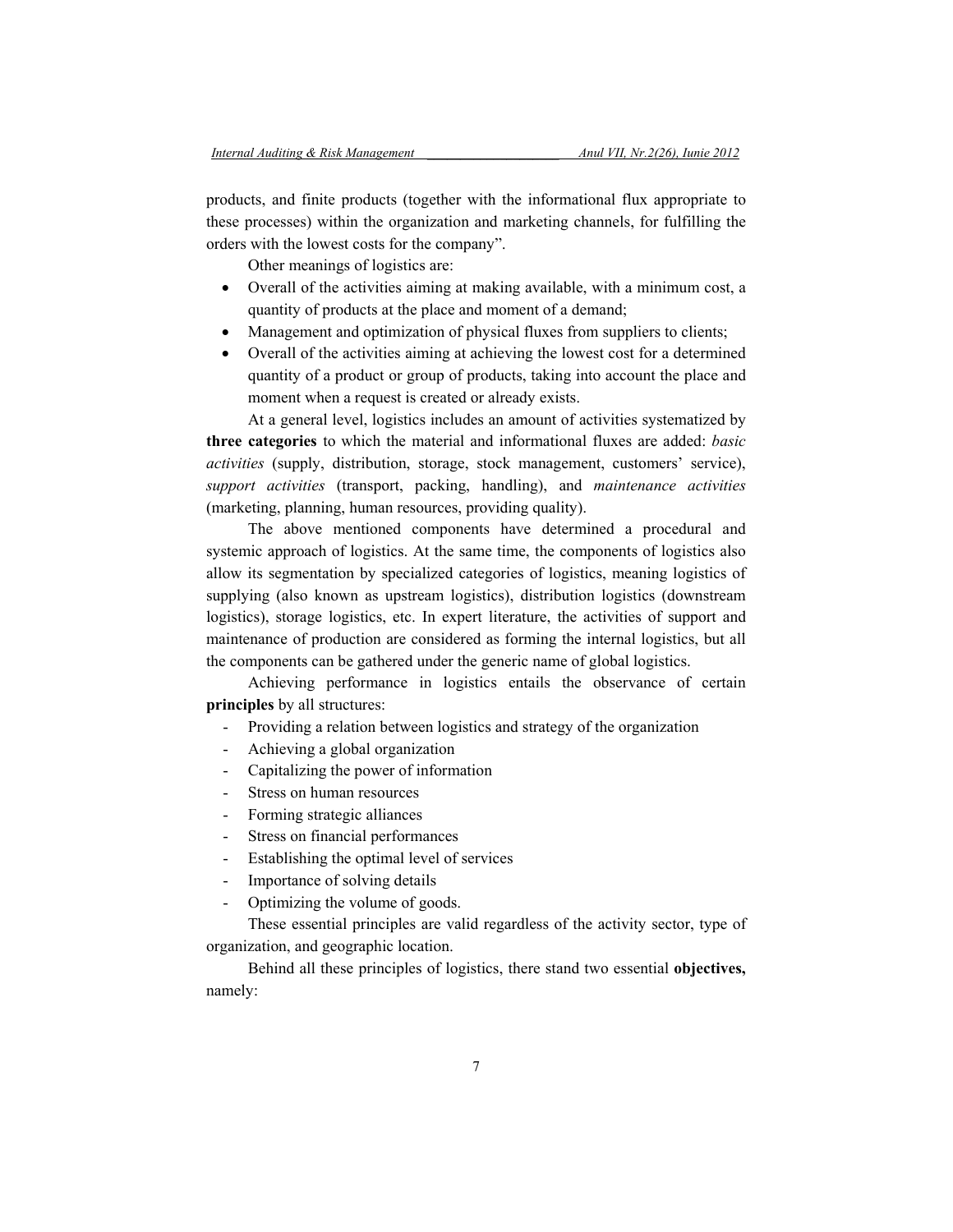products, and finite products (together with the informational flux appropriate to these processes) within the organization and marketing channels, for fulfilling the orders with the lowest costs for the company".

Other meanings of logistics are:

- Overall of the activities aiming at making available, with a minimum cost, a quantity of products at the place and moment of a demand;
- Management and optimization of physical fluxes from suppliers to clients;
- Overall of the activities aiming at achieving the lowest cost for a determined quantity of a product or group of products, taking into account the place and moment when a request is created or already exists.

At a general level, logistics includes an amount of activities systematized by **three categories** to which the material and informational fluxes are added: *basic activities* (supply, distribution, storage, stock management, customers' service), *support activities* (transport, packing, handling), and *maintenance activities* (marketing, planning, human resources, providing quality).

The above mentioned components have determined a procedural and systemic approach of logistics. At the same time, the components of logistics also allow its segmentation by specialized categories of logistics, meaning logistics of supplying (also known as upstream logistics), distribution logistics (downstream logistics), storage logistics, etc. In expert literature, the activities of support and maintenance of production are considered as forming the internal logistics, but all the components can be gathered under the generic name of global logistics.

Achieving performance in logistics entails the observance of certain **principles** by all structures:

- Providing a relation between logistics and strategy of the organization
- Achieving a global organization
- Capitalizing the power of information
- Stress on human resources
- Forming strategic alliances
- Stress on financial performances
- Establishing the optimal level of services
- Importance of solving details
- Optimizing the volume of goods.

These essential principles are valid regardless of the activity sector, type of organization, and geographic location.

Behind all these principles of logistics, there stand two essential **objectives,** namely: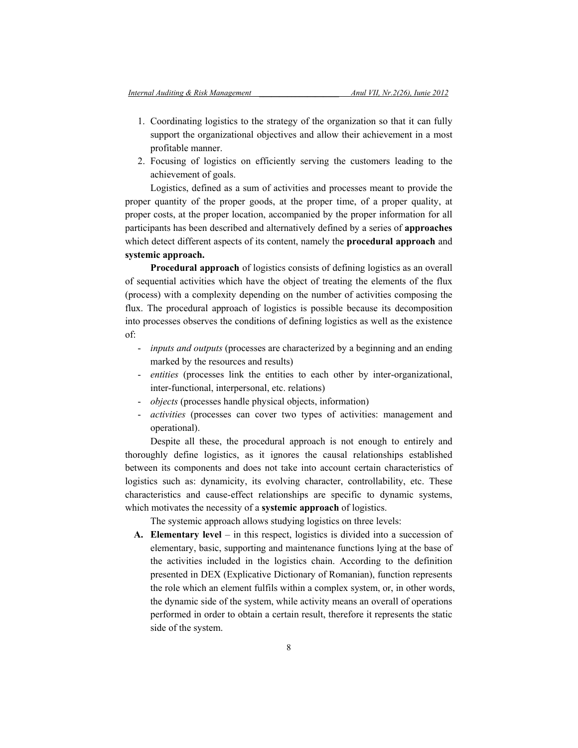1. Coordinating logistics to the strategy of the organization so that it can fully support the organizational objectives and allow their achievement in a most profitable manner.
2. Focusing of logistics on efficiently serving the customers leading to the achievement of goals.

Logistics, defined as a sum of activities and processes meant to provide the proper quantity of the proper goods, at the proper time, of a proper quality, at proper costs, at the proper location, accompanied by the proper information for all participants has been described and alternatively defined by a series of **approaches** which detect different aspects of its content, namely the **procedural approach** and **systemic approach.**

**Procedural approach** of logistics consists of defining logistics as an overall of sequential activities which have the object of treating the elements of the flux (process) with a complexity depending on the number of activities composing the flux. The procedural approach of logistics is possible because its decomposition into processes observes the conditions of defining logistics as well as the existence of:

- *inputs and outputs* (processes are characterized by a beginning and an ending marked by the resources and results)
- *entities* (processes link the entities to each other by inter-organizational, inter-functional, interpersonal, etc. relations)
- *objects* (processes handle physical objects, information)
- *activities* (processes can cover two types of activities: management and operational).

Despite all these, the procedural approach is not enough to entirely and thoroughly define logistics, as it ignores the causal relationships established between its components and does not take into account certain characteristics of logistics such as: dynamicity, its evolving character, controllability, etc. These characteristics and cause-effect relationships are specific to dynamic systems, which motivates the necessity of a **systemic approach** of logistics.

The systemic approach allows studying logistics on three levels:

**A. Elementary level** – in this respect, logistics is divided into a succession of elementary, basic, supporting and maintenance functions lying at the base of the activities included in the logistics chain. According to the definition presented in DEX (Explicative Dictionary of Romanian), function represents the role which an element fulfils within a complex system, or, in other words, the dynamic side of the system, while activity means an overall of operations performed in order to obtain a certain result, therefore it represents the static side of the system.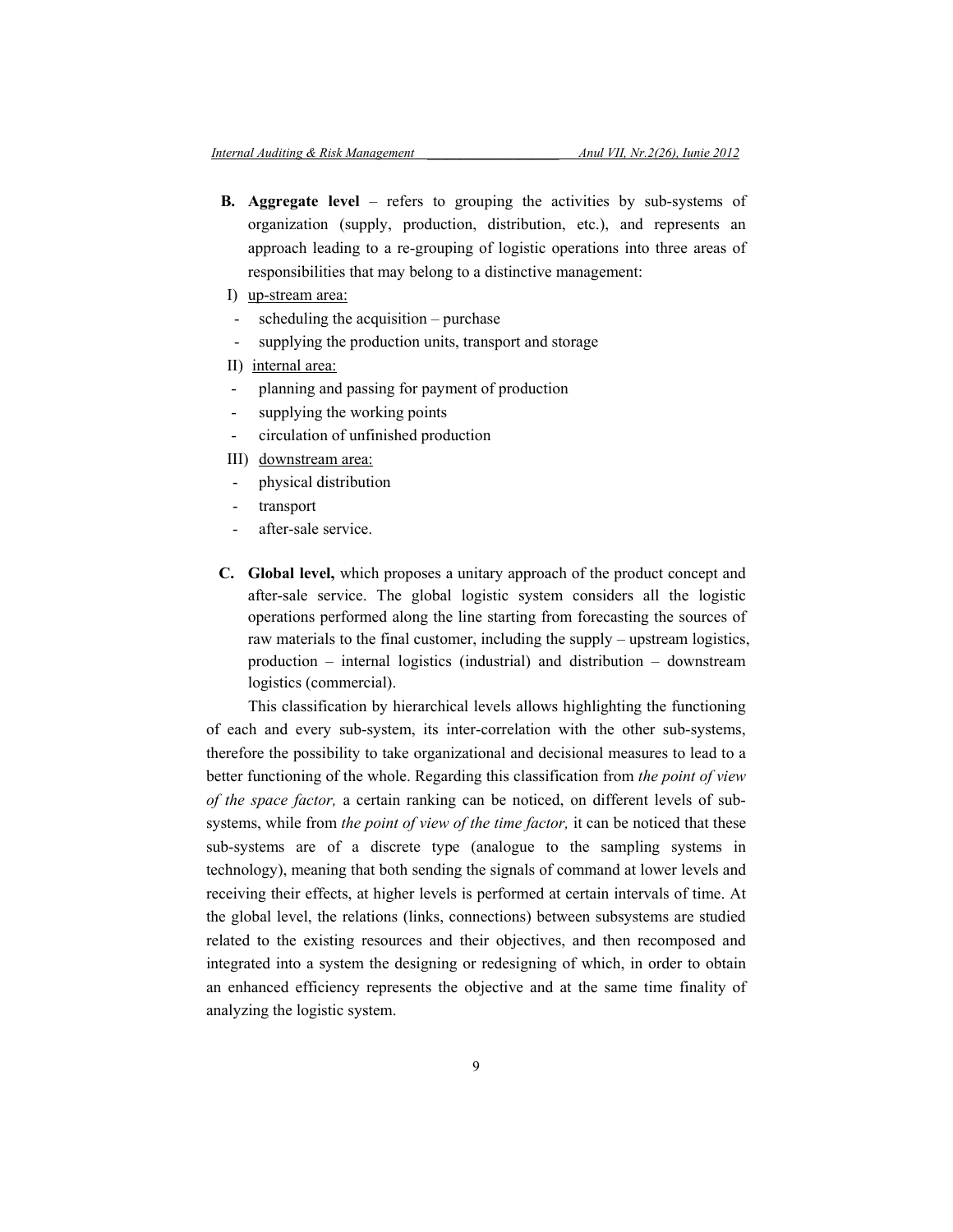**B. Aggregate level** – refers to grouping the activities by sub-systems of organization (supply, production, distribution, etc.), and represents an approach leading to a re-grouping of logistic operations into three areas of responsibilities that may belong to a distinctive management:

I) <u>up-stream area:</u>

- scheduling the acquisition – purchase
- supplying the production units, transport and storage

II) <u>internal area:</u>

- planning and passing for payment of production
- supplying the working points
- circulation of unfinished production

III) <u>downstream area:</u>

- physical distribution
- transport
- after-sale service.

**C. Global level,** which proposes a unitary approach of the product concept and after-sale service. The global logistic system considers all the logistic operations performed along the line starting from forecasting the sources of raw materials to the final customer, including the supply – upstream logistics, production – internal logistics (industrial) and distribution – downstream logistics (commercial).

This classification by hierarchical levels allows highlighting the functioning of each and every sub-system, its inter-correlation with the other sub-systems, therefore the possibility to take organizational and decisional measures to lead to a better functioning of the whole. Regarding this classification from *the point of view of the space factor,* a certain ranking can be noticed, on different levels of sub-systems, while from *the point of view of the time factor,* it can be noticed that these sub-systems are of a discrete type (analogue to the sampling systems in technology), meaning that both sending the signals of command at lower levels and receiving their effects, at higher levels is performed at certain intervals of time. At the global level, the relations (links, connections) between subsystems are studied related to the existing resources and their objectives, and then recomposed and integrated into a system the designing or redesigning of which, in order to obtain an enhanced efficiency represents the objective and at the same time finality of analyzing the logistic system.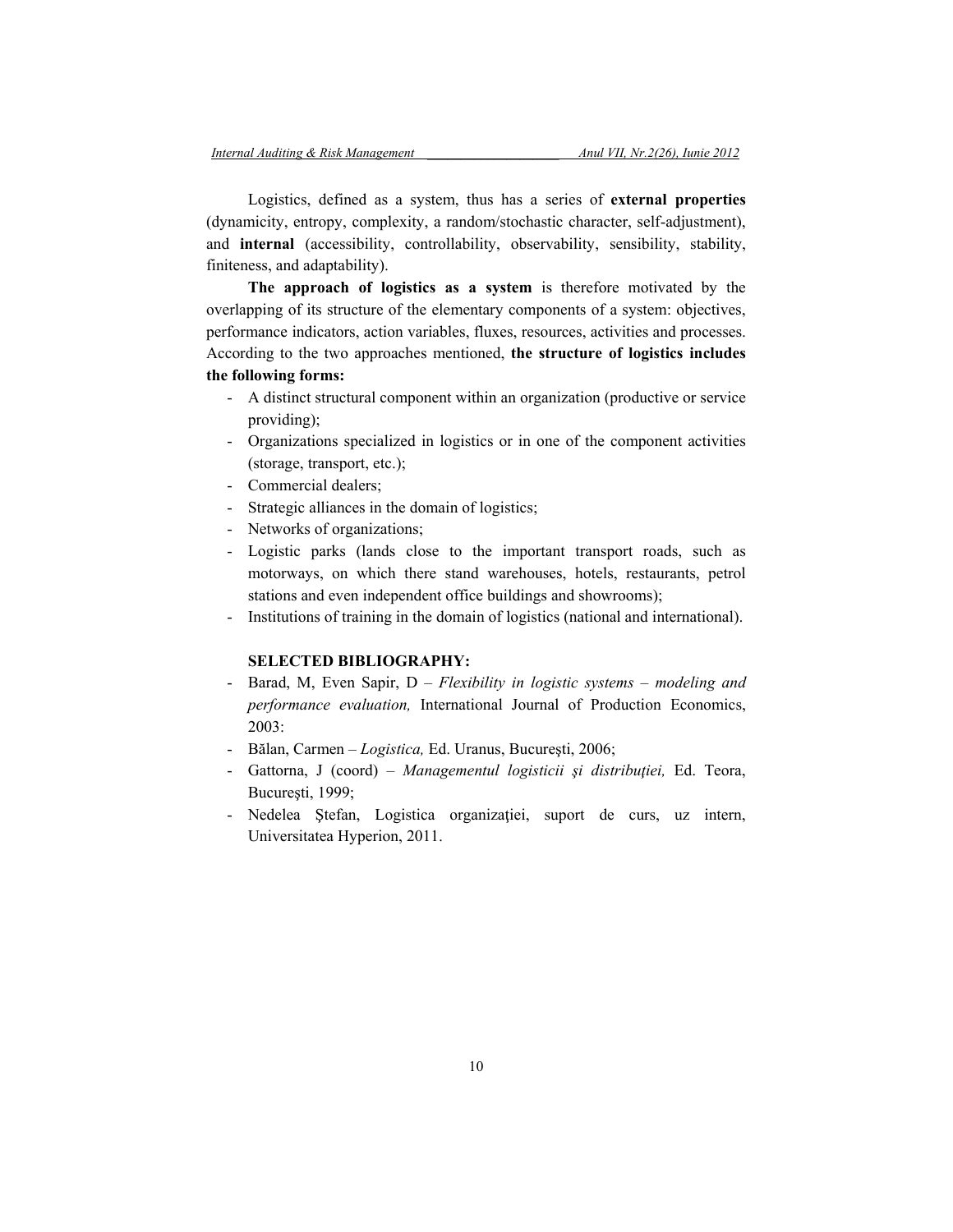Logistics, defined as a system, thus has a series of **external properties** (dynamicity, entropy, complexity, a random/stochastic character, self-adjustment), and **internal** (accessibility, controllability, observability, sensibility, stability, finiteness, and adaptability).

**The approach of logistics as a system** is therefore motivated by the overlapping of its structure of the elementary components of a system: objectives, performance indicators, action variables, fluxes, resources, activities and processes. According to the two approaches mentioned, **the structure of logistics includes the following forms:**

- A distinct structural component within an organization (productive or service providing);
- Organizations specialized in logistics or in one of the component activities (storage, transport, etc.);
- Commercial dealers;
- Strategic alliances in the domain of logistics;
- Networks of organizations;
- Logistic parks (lands close to the important transport roads, such as motorways, on which there stand warehouses, hotels, restaurants, petrol stations and even independent office buildings and showrooms);
- Institutions of training in the domain of logistics (national and international).

**SELECTED BIBLIOGRAPHY:**

- Barad, M, Even Sapir, D – *Flexibility in logistic systems – modeling and performance evaluation,* International Journal of Production Economics, 2003:
- Bălan, Carmen – *Logistica,* Ed. Uranus, Bucureşti, 2006;
- Gattorna, J (coord) – *Managementul logisticii şi distribuţiei,* Ed. Teora, Bucureşti, 1999;
- Nedelea Ştefan, Logistica organizaţiei, suport de curs, uz intern, Universitatea Hyperion, 2011.